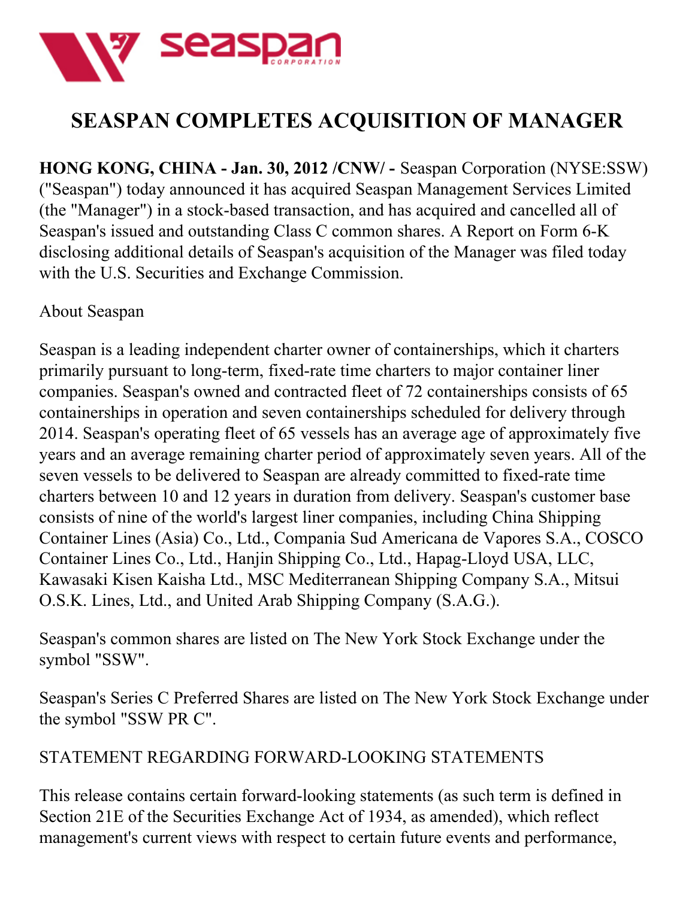# SEASPAN COMPLETES ACQUISITION OF MANAGER

**HONG KONG, CHINA - Jan. 30, 2012 /CNW/ -** Seaspan Corporation (NYSE:SSW) ("Seaspan") today announced it has acquired Seaspan Management Services Limited (the "Manager") in a stock-based transaction, and has acquired and cancelled all of Seaspan's issued and outstanding Class C common shares. A Report on Form 6-K disclosing additional details of Seaspan's acquisition of the Manager was filed today with the U.S. Securities and Exchange Commission.

About Seaspan

Seaspan is a leading independent charter owner of containerships, which it charters primarily pursuant to long-term, fixed-rate time charters to major container liner companies. Seaspan's owned and contracted fleet of 72 containerships consists of 65 containerships in operation and seven containerships scheduled for delivery through 2014. Seaspan's operating fleet of 65 vessels has an average age of approximately five years and an average remaining charter period of approximately seven years. All of the seven vessels to be delivered to Seaspan are already committed to fixed-rate time charters between 10 and 12 years in duration from delivery. Seaspan's customer base consists of nine of the world's largest liner companies, including China Shipping Container Lines (Asia) Co., Ltd., Compania Sud Americana de Vapores S.A., COSCO Container Lines Co., Ltd., Hanjin Shipping Co., Ltd., Hapag-Lloyd USA, LLC, Kawasaki Kisen Kaisha Ltd., MSC Mediterranean Shipping Company S.A., Mitsui O.S.K. Lines, Ltd., and United Arab Shipping Company (S.A.G.).

Seaspan's common shares are listed on The New York Stock Exchange under the symbol "SSW".

Seaspan's Series C Preferred Shares are listed on The New York Stock Exchange under the symbol "SSW PR C".

STATEMENT REGARDING FORWARD-LOOKING STATEMENTS

This release contains certain forward-looking statements (as such term is defined in Section 21E of the Securities Exchange Act of 1934, as amended), which reflect management's current views with respect to certain future events and performance,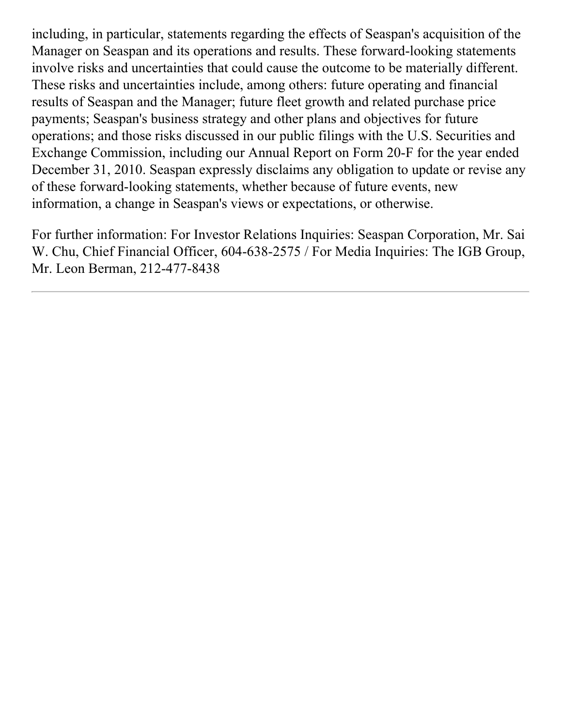including, in particular, statements regarding the effects of Seaspan's acquisition of the Manager on Seaspan and its operations and results. These forward-looking statements involve risks and uncertainties that could cause the outcome to be materially different. These risks and uncertainties include, among others: future operating and financial results of Seaspan and the Manager; future fleet growth and related purchase price payments; Seaspan's business strategy and other plans and objectives for future operations; and those risks discussed in our public filings with the U.S. Securities and Exchange Commission, including our Annual Report on Form 20-F for the year ended December 31, 2010. Seaspan expressly disclaims any obligation to update or revise any of these forward-looking statements, whether because of future events, new information, a change in Seaspan's views or expectations, or otherwise.

For further information: For Investor Relations Inquiries: Seaspan Corporation, Mr. Sai W. Chu, Chief Financial Officer, 604-638-2575 / For Media Inquiries: The IGB Group, Mr. Leon Berman, 212-477-8438

---